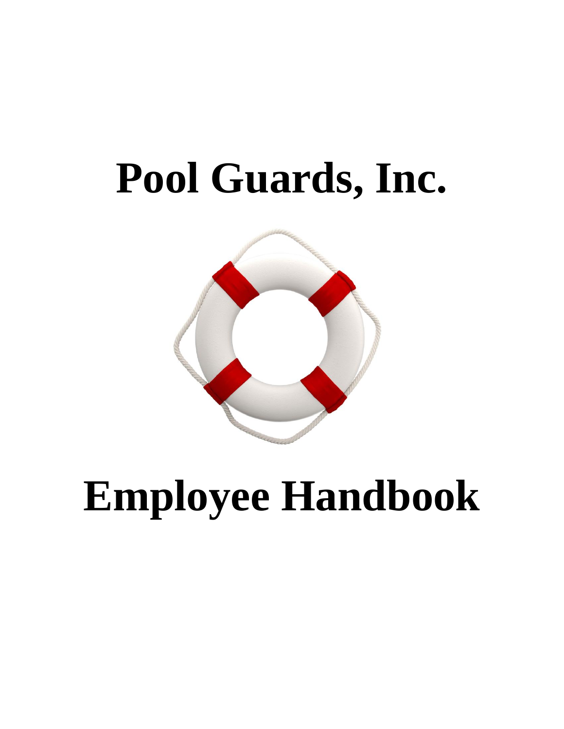# Pool Guards, Inc.

# Employee Handbook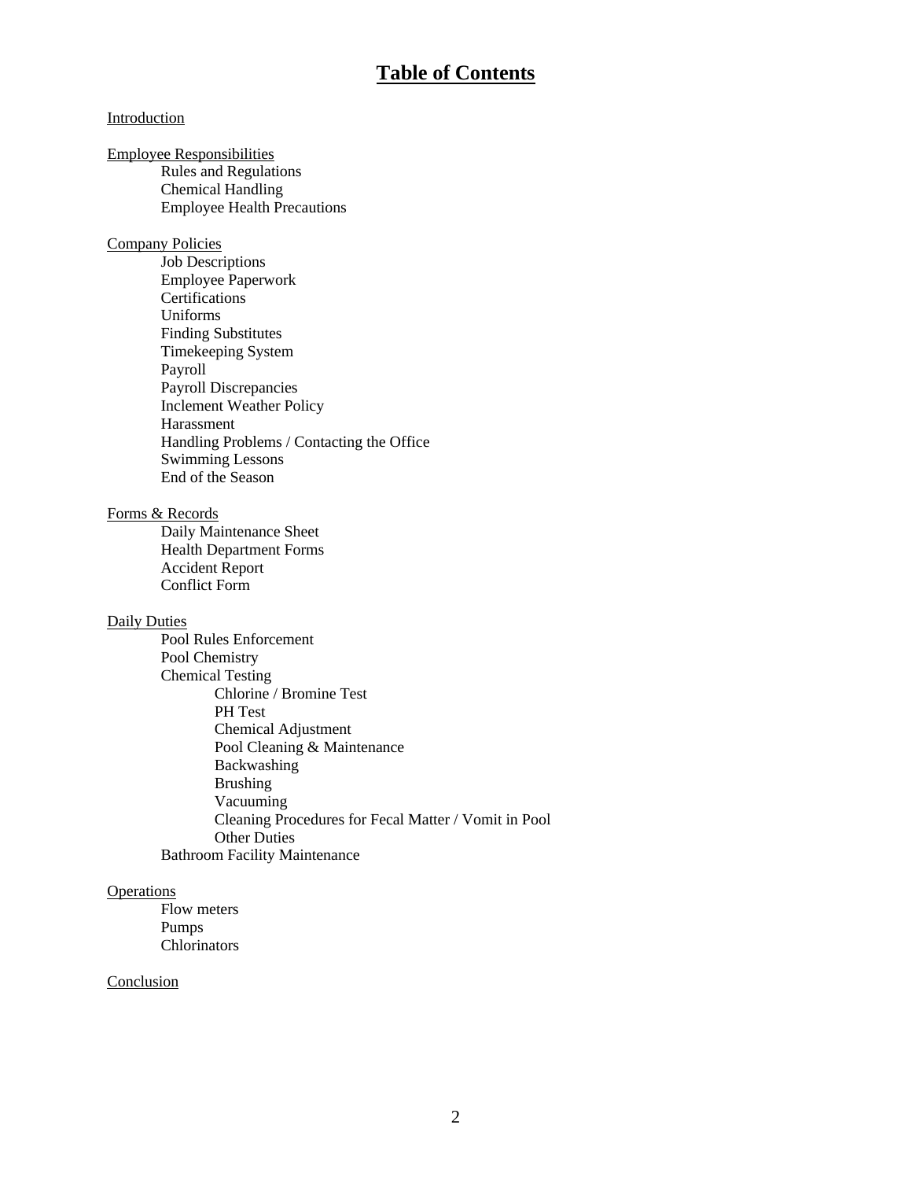# Table of Contents

Introduction

Employee Responsibilities
- Rules and Regulations
- Chemical Handling
- Employee Health Precautions

Company Policies
- Job Descriptions
- Employee Paperwork
- Certifications
- Uniforms
- Finding Substitutes
- Timekeeping System
- Payroll
- Payroll Discrepancies
- Inclement Weather Policy
- Harassment
- Handling Problems / Contacting the Office
- Swimming Lessons
- End of the Season

Forms & Records
- Daily Maintenance Sheet
- Health Department Forms
- Accident Report
- Conflict Form

Daily Duties
- Pool Rules Enforcement
- Pool Chemistry
- Chemical Testing
  - Chlorine / Bromine Test
  - PH Test
  - Chemical Adjustment
  - Pool Cleaning & Maintenance
  - Backwashing
  - Brushing
  - Vacuuming
  - Cleaning Procedures for Fecal Matter / Vomit in Pool
  - Other Duties
- Bathroom Facility Maintenance

Operations
- Flow meters
- Pumps
- Chlorinators

Conclusion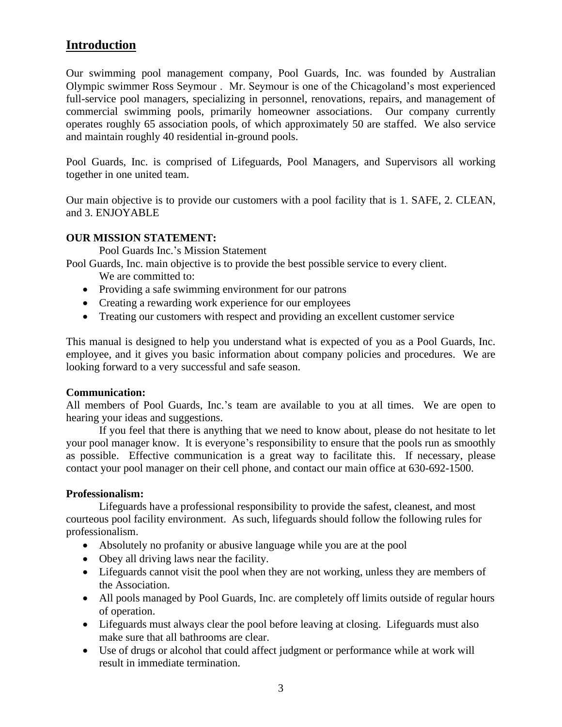## Introduction

Our swimming pool management company, Pool Guards, Inc. was founded by Australian Olympic swimmer Ross Seymour . Mr. Seymour is one of the Chicagoland's most experienced full-service pool managers, specializing in personnel, renovations, repairs, and management of commercial swimming pools, primarily homeowner associations. Our company currently operates roughly 65 association pools, of which approximately 50 are staffed. We also service and maintain roughly 40 residential in-ground pools.

Pool Guards, Inc. is comprised of Lifeguards, Pool Managers, and Supervisors all working together in one united team.

Our main objective is to provide our customers with a pool facility that is 1. SAFE, 2. CLEAN, and 3. ENJOYABLE

**OUR MISSION STATEMENT:**

Pool Guards Inc.'s Mission Statement

Pool Guards, Inc. main objective is to provide the best possible service to every client.

We are committed to:

- Providing a safe swimming environment for our patrons
- Creating a rewarding work experience for our employees
- Treating our customers with respect and providing an excellent customer service

This manual is designed to help you understand what is expected of you as a Pool Guards, Inc. employee, and it gives you basic information about company policies and procedures. We are looking forward to a very successful and safe season.

**Communication:**

All members of Pool Guards, Inc.'s team are available to you at all times. We are open to hearing your ideas and suggestions.

If you feel that there is anything that we need to know about, please do not hesitate to let your pool manager know. It is everyone's responsibility to ensure that the pools run as smoothly as possible. Effective communication is a great way to facilitate this. If necessary, please contact your pool manager on their cell phone, and contact our main office at 630-692-1500.

**Professionalism:**

Lifeguards have a professional responsibility to provide the safest, cleanest, and most courteous pool facility environment. As such, lifeguards should follow the following rules for professionalism.

- Absolutely no profanity or abusive language while you are at the pool
- Obey all driving laws near the facility.
- Lifeguards cannot visit the pool when they are not working, unless they are members of the Association.
- All pools managed by Pool Guards, Inc. are completely off limits outside of regular hours of operation.
- Lifeguards must always clear the pool before leaving at closing. Lifeguards must also make sure that all bathrooms are clear.
- Use of drugs or alcohol that could affect judgment or performance while at work will result in immediate termination.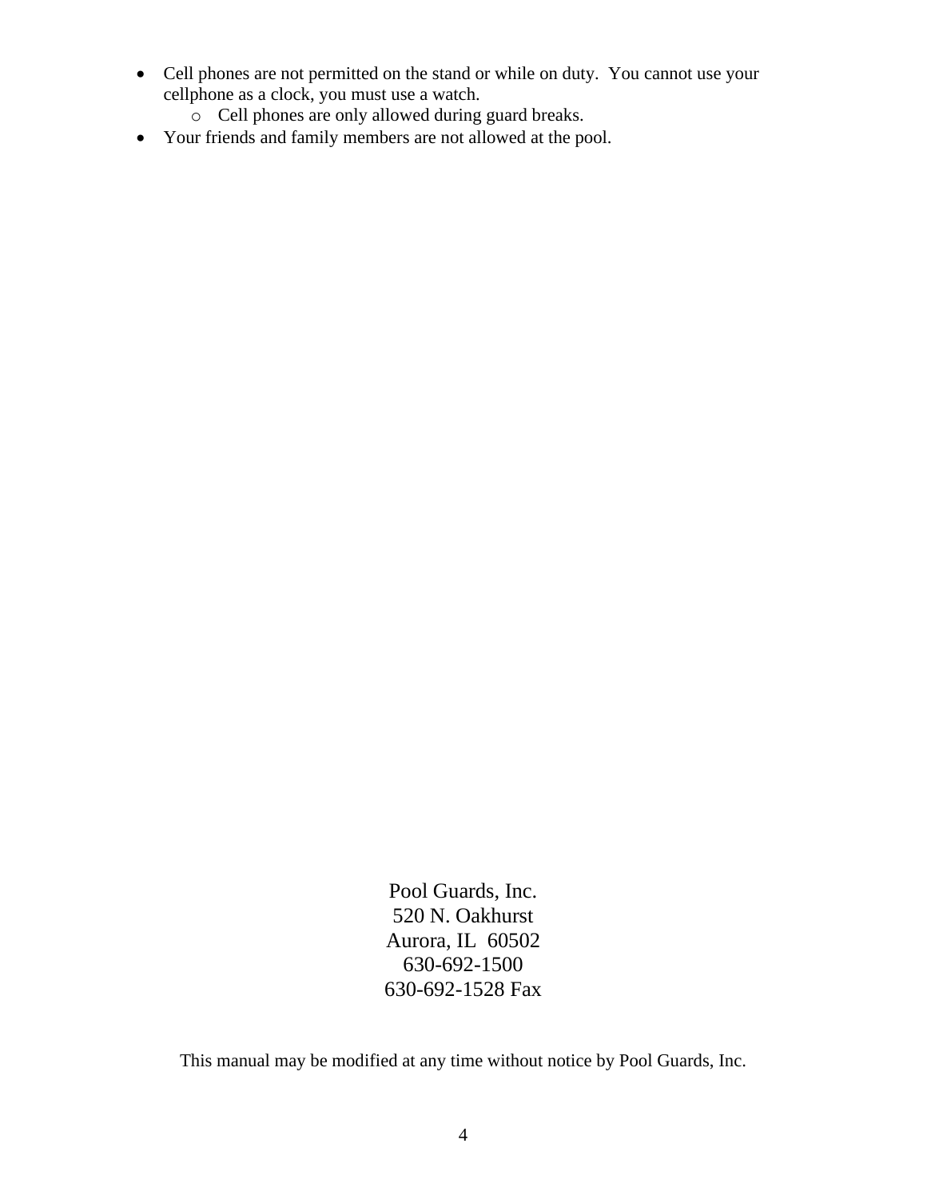- Cell phones are not permitted on the stand or while on duty. You cannot use your cellphone as a clock, you must use a watch.
  - Cell phones are only allowed during guard breaks.
- Your friends and family members are not allowed at the pool.

Pool Guards, Inc.
520 N. Oakhurst
Aurora, IL 60502
630-692-1500
630-692-1528 Fax

This manual may be modified at any time without notice by Pool Guards, Inc.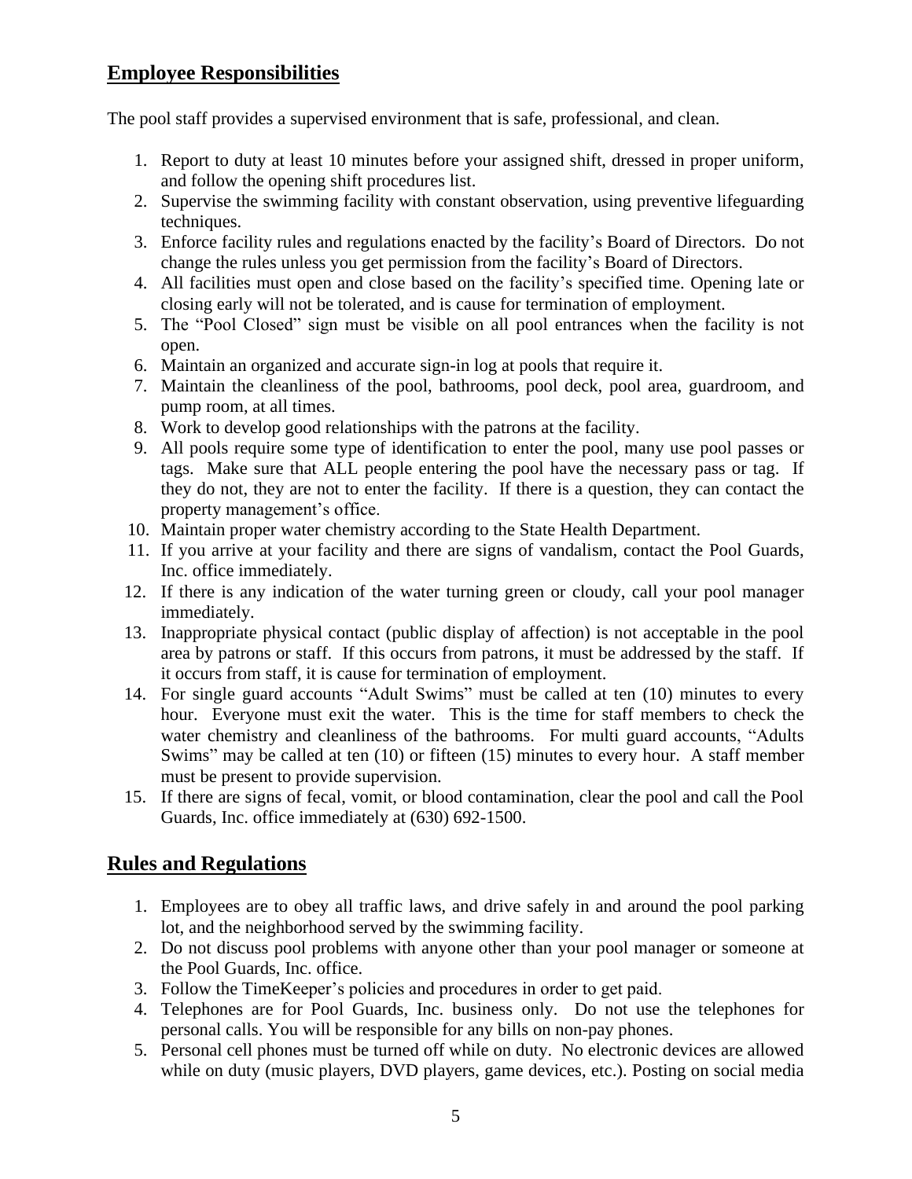## Employee Responsibilities

The pool staff provides a supervised environment that is safe, professional, and clean.

1. Report to duty at least 10 minutes before your assigned shift, dressed in proper uniform, and follow the opening shift procedures list.
2. Supervise the swimming facility with constant observation, using preventive lifeguarding techniques.
3. Enforce facility rules and regulations enacted by the facility's Board of Directors. Do not change the rules unless you get permission from the facility's Board of Directors.
4. All facilities must open and close based on the facility's specified time. Opening late or closing early will not be tolerated, and is cause for termination of employment.
5. The "Pool Closed" sign must be visible on all pool entrances when the facility is not open.
6. Maintain an organized and accurate sign-in log at pools that require it.
7. Maintain the cleanliness of the pool, bathrooms, pool deck, pool area, guardroom, and pump room, at all times.
8. Work to develop good relationships with the patrons at the facility.
9. All pools require some type of identification to enter the pool, many use pool passes or tags. Make sure that ALL people entering the pool have the necessary pass or tag. If they do not, they are not to enter the facility. If there is a question, they can contact the property management's office.
10. Maintain proper water chemistry according to the State Health Department.
11. If you arrive at your facility and there are signs of vandalism, contact the Pool Guards, Inc. office immediately.
12. If there is any indication of the water turning green or cloudy, call your pool manager immediately.
13. Inappropriate physical contact (public display of affection) is not acceptable in the pool area by patrons or staff. If this occurs from patrons, it must be addressed by the staff. If it occurs from staff, it is cause for termination of employment.
14. For single guard accounts "Adult Swims" must be called at ten (10) minutes to every hour. Everyone must exit the water. This is the time for staff members to check the water chemistry and cleanliness of the bathrooms. For multi guard accounts, "Adults Swims" may be called at ten (10) or fifteen (15) minutes to every hour. A staff member must be present to provide supervision.
15. If there are signs of fecal, vomit, or blood contamination, clear the pool and call the Pool Guards, Inc. office immediately at (630) 692-1500.

## Rules and Regulations

1. Employees are to obey all traffic laws, and drive safely in and around the pool parking lot, and the neighborhood served by the swimming facility.
2. Do not discuss pool problems with anyone other than your pool manager or someone at the Pool Guards, Inc. office.
3. Follow the TimeKeeper's policies and procedures in order to get paid.
4. Telephones are for Pool Guards, Inc. business only. Do not use the telephones for personal calls. You will be responsible for any bills on non-pay phones.
5. Personal cell phones must be turned off while on duty. No electronic devices are allowed while on duty (music players, DVD players, game devices, etc.). Posting on social media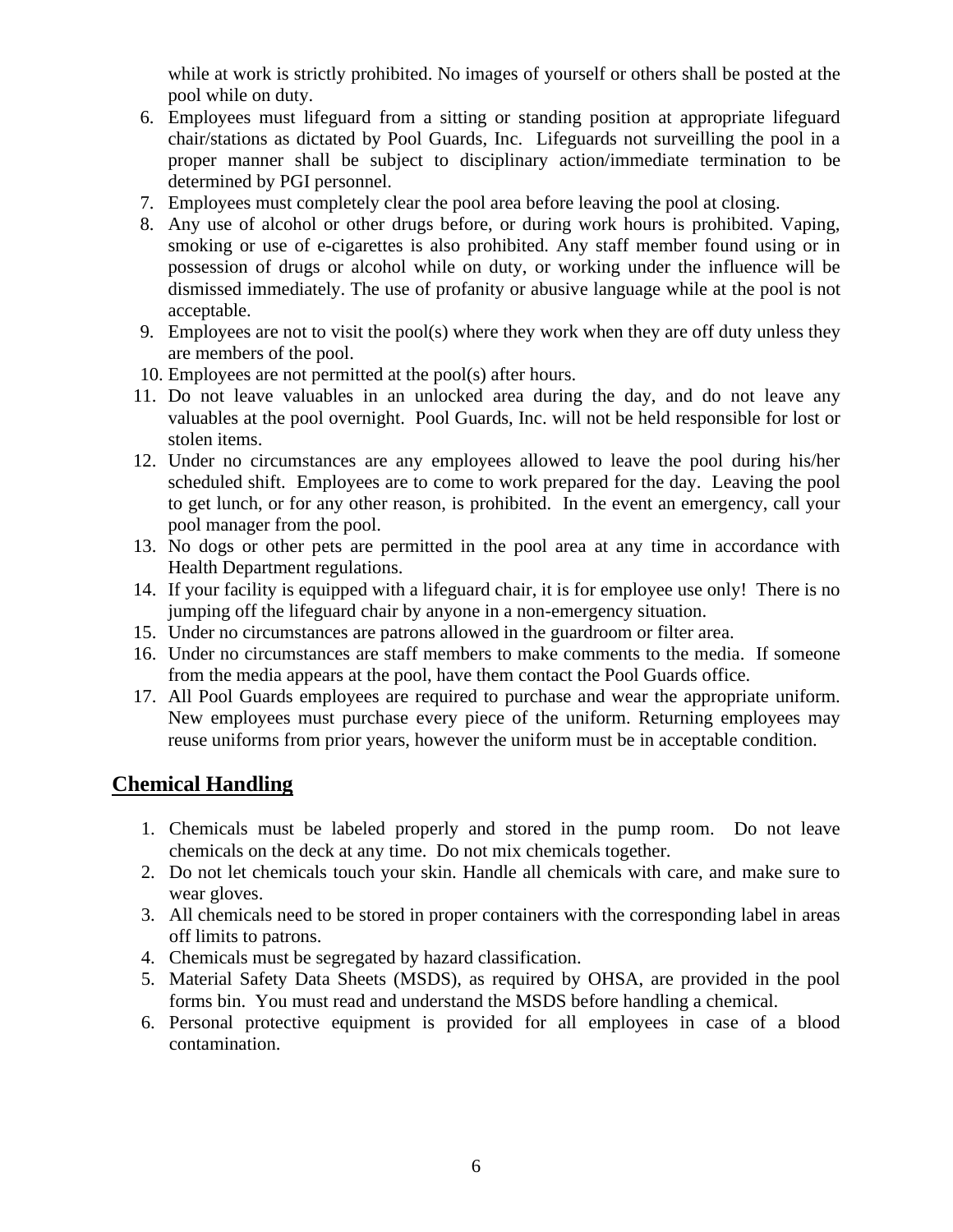while at work is strictly prohibited. No images of yourself or others shall be posted at the pool while on duty.

6. Employees must lifeguard from a sitting or standing position at appropriate lifeguard chair/stations as dictated by Pool Guards, Inc. Lifeguards not surveilling the pool in a proper manner shall be subject to disciplinary action/immediate termination to be determined by PGI personnel.
7. Employees must completely clear the pool area before leaving the pool at closing.
8. Any use of alcohol or other drugs before, or during work hours is prohibited. Vaping, smoking or use of e-cigarettes is also prohibited. Any staff member found using or in possession of drugs or alcohol while on duty, or working under the influence will be dismissed immediately. The use of profanity or abusive language while at the pool is not acceptable.
9. Employees are not to visit the pool(s) where they work when they are off duty unless they are members of the pool.
10. Employees are not permitted at the pool(s) after hours.
11. Do not leave valuables in an unlocked area during the day, and do not leave any valuables at the pool overnight. Pool Guards, Inc. will not be held responsible for lost or stolen items.
12. Under no circumstances are any employees allowed to leave the pool during his/her scheduled shift. Employees are to come to work prepared for the day. Leaving the pool to get lunch, or for any other reason, is prohibited. In the event an emergency, call your pool manager from the pool.
13. No dogs or other pets are permitted in the pool area at any time in accordance with Health Department regulations.
14. If your facility is equipped with a lifeguard chair, it is for employee use only! There is no jumping off the lifeguard chair by anyone in a non-emergency situation.
15. Under no circumstances are patrons allowed in the guardroom or filter area.
16. Under no circumstances are staff members to make comments to the media. If someone from the media appears at the pool, have them contact the Pool Guards office.
17. All Pool Guards employees are required to purchase and wear the appropriate uniform. New employees must purchase every piece of the uniform. Returning employees may reuse uniforms from prior years, however the uniform must be in acceptable condition.

## Chemical Handling

1. Chemicals must be labeled properly and stored in the pump room. Do not leave chemicals on the deck at any time. Do not mix chemicals together.
2. Do not let chemicals touch your skin. Handle all chemicals with care, and make sure to wear gloves.
3. All chemicals need to be stored in proper containers with the corresponding label in areas off limits to patrons.
4. Chemicals must be segregated by hazard classification.
5. Material Safety Data Sheets (MSDS), as required by OHSA, are provided in the pool forms bin. You must read and understand the MSDS before handling a chemical.
6. Personal protective equipment is provided for all employees in case of a blood contamination.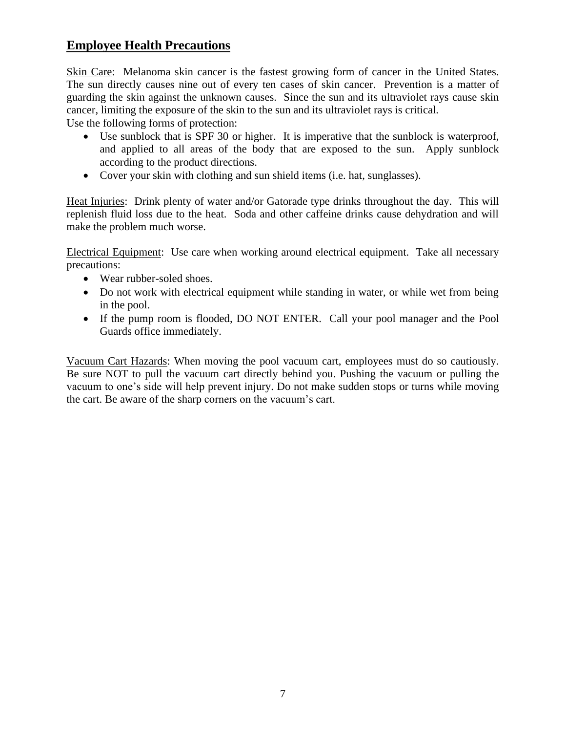## Employee Health Precautions

Skin Care: Melanoma skin cancer is the fastest growing form of cancer in the United States. The sun directly causes nine out of every ten cases of skin cancer. Prevention is a matter of guarding the skin against the unknown causes. Since the sun and its ultraviolet rays cause skin cancer, limiting the exposure of the skin to the sun and its ultraviolet rays is critical.
Use the following forms of protection:

- Use sunblock that is SPF 30 or higher. It is imperative that the sunblock is waterproof, and applied to all areas of the body that are exposed to the sun. Apply sunblock according to the product directions.
- Cover your skin with clothing and sun shield items (i.e. hat, sunglasses).

Heat Injuries: Drink plenty of water and/or Gatorade type drinks throughout the day. This will replenish fluid loss due to the heat. Soda and other caffeine drinks cause dehydration and will make the problem much worse.

Electrical Equipment: Use care when working around electrical equipment. Take all necessary precautions:

- Wear rubber-soled shoes.
- Do not work with electrical equipment while standing in water, or while wet from being in the pool.
- If the pump room is flooded, DO NOT ENTER. Call your pool manager and the Pool Guards office immediately.

Vacuum Cart Hazards: When moving the pool vacuum cart, employees must do so cautiously. Be sure NOT to pull the vacuum cart directly behind you. Pushing the vacuum or pulling the vacuum to one's side will help prevent injury. Do not make sudden stops or turns while moving the cart. Be aware of the sharp corners on the vacuum's cart.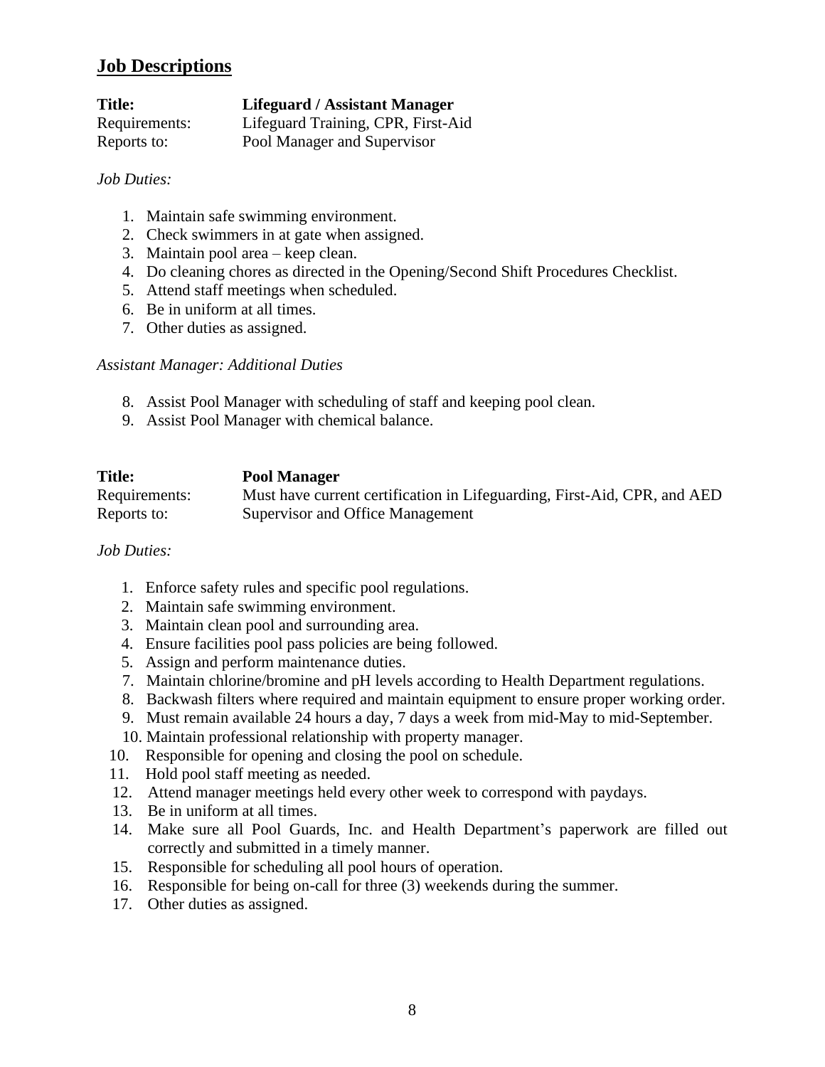## Job Descriptions

**Title:** **Lifeguard / Assistant Manager**
Requirements: Lifeguard Training, CPR, First-Aid
Reports to: Pool Manager and Supervisor

*Job Duties:*

1. Maintain safe swimming environment.
2. Check swimmers in at gate when assigned.
3. Maintain pool area – keep clean.
4. Do cleaning chores as directed in the Opening/Second Shift Procedures Checklist.
5. Attend staff meetings when scheduled.
6. Be in uniform at all times.
7. Other duties as assigned.

*Assistant Manager: Additional Duties*

8. Assist Pool Manager with scheduling of staff and keeping pool clean.
9. Assist Pool Manager with chemical balance.

**Title:** **Pool Manager**
Requirements: Must have current certification in Lifeguarding, First-Aid, CPR, and AED
Reports to: Supervisor and Office Management

*Job Duties:*

1. Enforce safety rules and specific pool regulations.
2. Maintain safe swimming environment.
3. Maintain clean pool and surrounding area.
4. Ensure facilities pool pass policies are being followed.
5. Assign and perform maintenance duties.
7. Maintain chlorine/bromine and pH levels according to Health Department regulations.
8. Backwash filters where required and maintain equipment to ensure proper working order.
9. Must remain available 24 hours a day, 7 days a week from mid-May to mid-September.
10. Maintain professional relationship with property manager.
10. Responsible for opening and closing the pool on schedule.
11. Hold pool staff meeting as needed.
12. Attend manager meetings held every other week to correspond with paydays.
13. Be in uniform at all times.
14. Make sure all Pool Guards, Inc. and Health Department's paperwork are filled out correctly and submitted in a timely manner.
15. Responsible for scheduling all pool hours of operation.
16. Responsible for being on-call for three (3) weekends during the summer.
17. Other duties as assigned.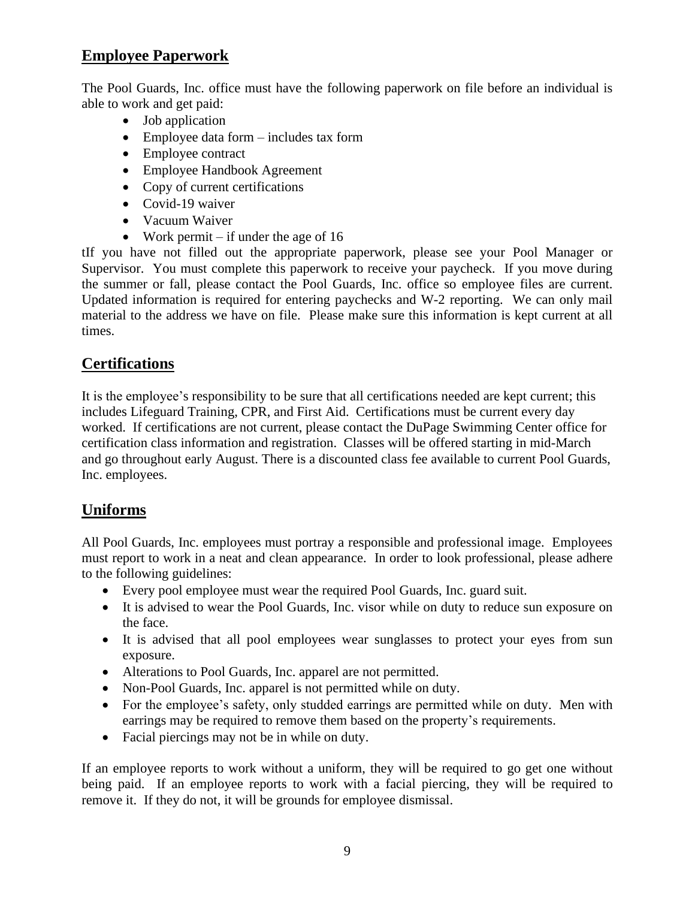## Employee Paperwork

The Pool Guards, Inc. office must have the following paperwork on file before an individual is able to work and get paid:

- Job application
- Employee data form – includes tax form
- Employee contract
- Employee Handbook Agreement
- Copy of current certifications
- Covid-19 waiver
- Vacuum Waiver
- Work permit – if under the age of 16

tIf you have not filled out the appropriate paperwork, please see your Pool Manager or Supervisor. You must complete this paperwork to receive your paycheck. If you move during the summer or fall, please contact the Pool Guards, Inc. office so employee files are current. Updated information is required for entering paychecks and W-2 reporting. We can only mail material to the address we have on file. Please make sure this information is kept current at all times.

## Certifications

It is the employee's responsibility to be sure that all certifications needed are kept current; this includes Lifeguard Training, CPR, and First Aid. Certifications must be current every day worked. If certifications are not current, please contact the DuPage Swimming Center office for certification class information and registration. Classes will be offered starting in mid-March and go throughout early August. There is a discounted class fee available to current Pool Guards, Inc. employees.

## Uniforms

All Pool Guards, Inc. employees must portray a responsible and professional image. Employees must report to work in a neat and clean appearance. In order to look professional, please adhere to the following guidelines:

- Every pool employee must wear the required Pool Guards, Inc. guard suit.
- It is advised to wear the Pool Guards, Inc. visor while on duty to reduce sun exposure on the face.
- It is advised that all pool employees wear sunglasses to protect your eyes from sun exposure.
- Alterations to Pool Guards, Inc. apparel are not permitted.
- Non-Pool Guards, Inc. apparel is not permitted while on duty.
- For the employee's safety, only studded earrings are permitted while on duty. Men with earrings may be required to remove them based on the property's requirements.
- Facial piercings may not be in while on duty.

If an employee reports to work without a uniform, they will be required to go get one without being paid. If an employee reports to work with a facial piercing, they will be required to remove it. If they do not, it will be grounds for employee dismissal.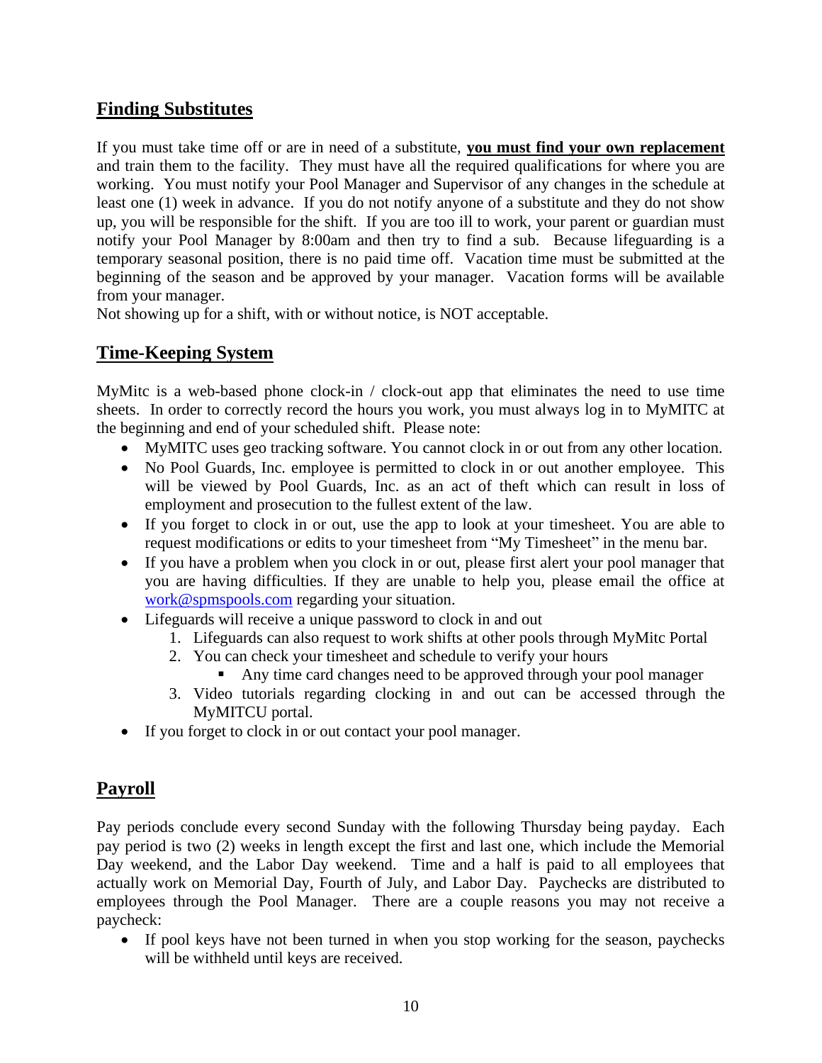## Finding Substitutes

If you must take time off or are in need of a substitute, **you must find your own replacement** and train them to the facility. They must have all the required qualifications for where you are working. You must notify your Pool Manager and Supervisor of any changes in the schedule at least one (1) week in advance. If you do not notify anyone of a substitute and they do not show up, you will be responsible for the shift. If you are too ill to work, your parent or guardian must notify your Pool Manager by 8:00am and then try to find a sub. Because lifeguarding is a temporary seasonal position, there is no paid time off. Vacation time must be submitted at the beginning of the season and be approved by your manager. Vacation forms will be available from your manager.
Not showing up for a shift, with or without notice, is NOT acceptable.

## Time-Keeping System

MyMitc is a web-based phone clock-in / clock-out app that eliminates the need to use time sheets. In order to correctly record the hours you work, you must always log in to MyMITC at the beginning and end of your scheduled shift. Please note:

- MyMITC uses geo tracking software. You cannot clock in or out from any other location.
- No Pool Guards, Inc. employee is permitted to clock in or out another employee. This will be viewed by Pool Guards, Inc. as an act of theft which can result in loss of employment and prosecution to the fullest extent of the law.
- If you forget to clock in or out, use the app to look at your timesheet. You are able to request modifications or edits to your timesheet from "My Timesheet" in the menu bar.
- If you have a problem when you clock in or out, please first alert your pool manager that you are having difficulties. If they are unable to help you, please email the office at work@spmspools.com regarding your situation.
- Lifeguards will receive a unique password to clock in and out
    1. Lifeguards can also request to work shifts at other pools through MyMitc Portal
    2. You can check your timesheet and schedule to verify your hours
        - Any time card changes need to be approved through your pool manager
    3. Video tutorials regarding clocking in and out can be accessed through the MyMITCU portal.
- If you forget to clock in or out contact your pool manager.

## Payroll

Pay periods conclude every second Sunday with the following Thursday being payday. Each pay period is two (2) weeks in length except the first and last one, which include the Memorial Day weekend, and the Labor Day weekend. Time and a half is paid to all employees that actually work on Memorial Day, Fourth of July, and Labor Day. Paychecks are distributed to employees through the Pool Manager. There are a couple reasons you may not receive a paycheck:

- If pool keys have not been turned in when you stop working for the season, paychecks will be withheld until keys are received.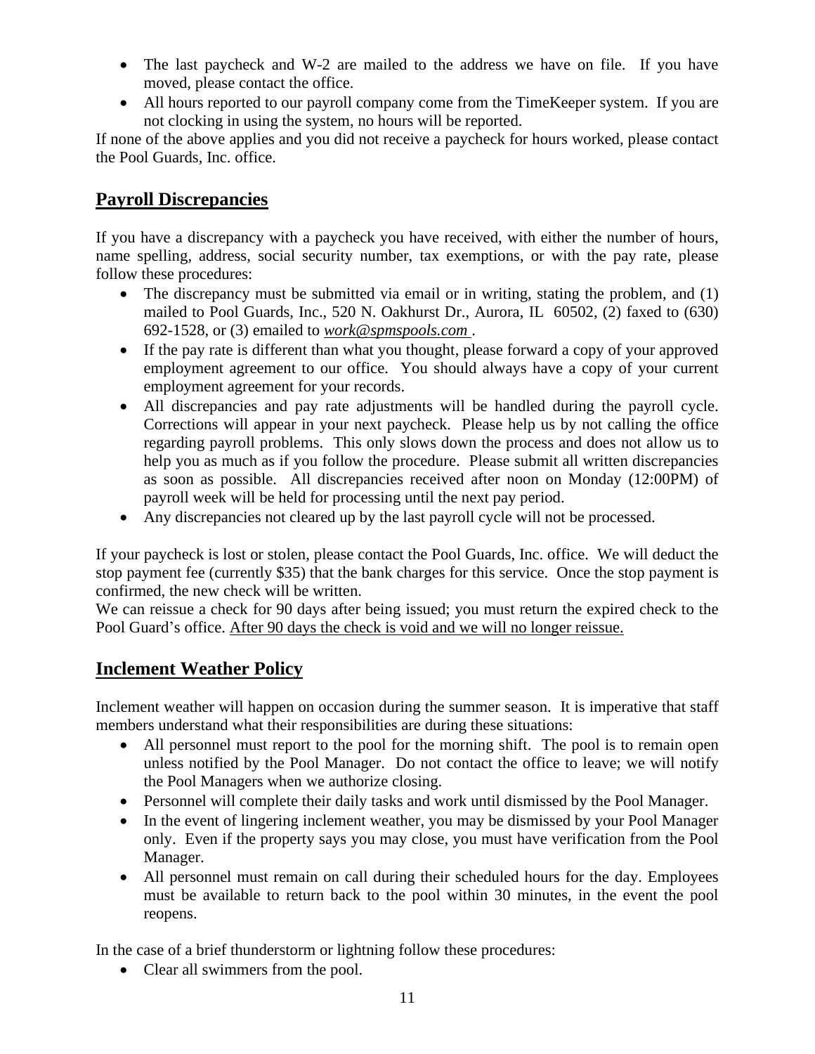- The last paycheck and W-2 are mailed to the address we have on file. If you have moved, please contact the office.
- All hours reported to our payroll company come from the TimeKeeper system. If you are not clocking in using the system, no hours will be reported.

If none of the above applies and you did not receive a paycheck for hours worked, please contact the Pool Guards, Inc. office.

## Payroll Discrepancies

If you have a discrepancy with a paycheck you have received, with either the number of hours, name spelling, address, social security number, tax exemptions, or with the pay rate, please follow these procedures:

- The discrepancy must be submitted via email or in writing, stating the problem, and (1) mailed to Pool Guards, Inc., 520 N. Oakhurst Dr., Aurora, IL 60502, (2) faxed to (630) 692-1528, or (3) emailed to *work@spmspools.com* .
- If the pay rate is different than what you thought, please forward a copy of your approved employment agreement to our office. You should always have a copy of your current employment agreement for your records.
- All discrepancies and pay rate adjustments will be handled during the payroll cycle. Corrections will appear in your next paycheck. Please help us by not calling the office regarding payroll problems. This only slows down the process and does not allow us to help you as much as if you follow the procedure. Please submit all written discrepancies as soon as possible. All discrepancies received after noon on Monday (12:00PM) of payroll week will be held for processing until the next pay period.
- Any discrepancies not cleared up by the last payroll cycle will not be processed.

If your paycheck is lost or stolen, please contact the Pool Guards, Inc. office. We will deduct the stop payment fee (currently $35) that the bank charges for this service. Once the stop payment is confirmed, the new check will be written.
We can reissue a check for 90 days after being issued; you must return the expired check to the Pool Guard's office. <u>After 90 days the check is void and we will no longer reissue.</u>

## Inclement Weather Policy

Inclement weather will happen on occasion during the summer season. It is imperative that staff members understand what their responsibilities are during these situations:

- All personnel must report to the pool for the morning shift. The pool is to remain open unless notified by the Pool Manager. Do not contact the office to leave; we will notify the Pool Managers when we authorize closing.
- Personnel will complete their daily tasks and work until dismissed by the Pool Manager.
- In the event of lingering inclement weather, you may be dismissed by your Pool Manager only. Even if the property says you may close, you must have verification from the Pool Manager.
- All personnel must remain on call during their scheduled hours for the day. Employees must be available to return back to the pool within 30 minutes, in the event the pool reopens.

In the case of a brief thunderstorm or lightning follow these procedures:

- Clear all swimmers from the pool.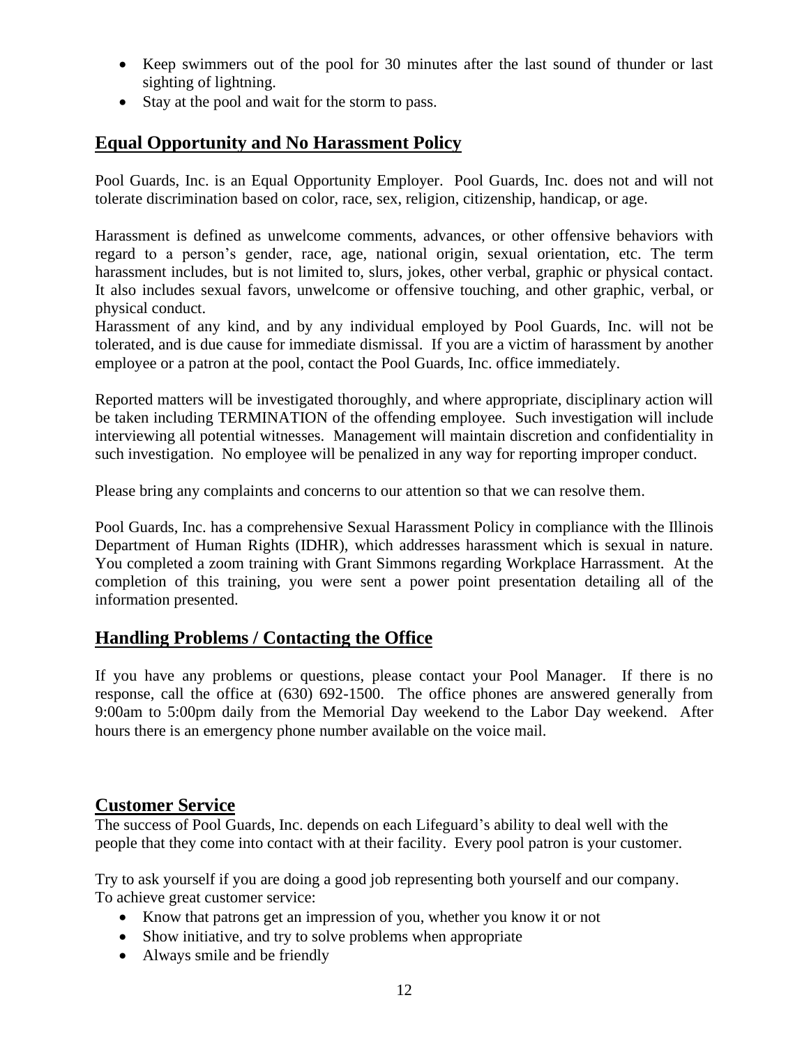- Keep swimmers out of the pool for 30 minutes after the last sound of thunder or last sighting of lightning.
- Stay at the pool and wait for the storm to pass.

## Equal Opportunity and No Harassment Policy

Pool Guards, Inc. is an Equal Opportunity Employer. Pool Guards, Inc. does not and will not tolerate discrimination based on color, race, sex, religion, citizenship, handicap, or age.

Harassment is defined as unwelcome comments, advances, or other offensive behaviors with regard to a person's gender, race, age, national origin, sexual orientation, etc. The term harassment includes, but is not limited to, slurs, jokes, other verbal, graphic or physical contact. It also includes sexual favors, unwelcome or offensive touching, and other graphic, verbal, or physical conduct.
Harassment of any kind, and by any individual employed by Pool Guards, Inc. will not be tolerated, and is due cause for immediate dismissal. If you are a victim of harassment by another employee or a patron at the pool, contact the Pool Guards, Inc. office immediately.

Reported matters will be investigated thoroughly, and where appropriate, disciplinary action will be taken including TERMINATION of the offending employee. Such investigation will include interviewing all potential witnesses. Management will maintain discretion and confidentiality in such investigation. No employee will be penalized in any way for reporting improper conduct.

Please bring any complaints and concerns to our attention so that we can resolve them.

Pool Guards, Inc. has a comprehensive Sexual Harassment Policy in compliance with the Illinois Department of Human Rights (IDHR), which addresses harassment which is sexual in nature. You completed a zoom training with Grant Simmons regarding Workplace Harrassment. At the completion of this training, you were sent a power point presentation detailing all of the information presented.

## Handling Problems / Contacting the Office

If you have any problems or questions, please contact your Pool Manager. If there is no response, call the office at (630) 692-1500. The office phones are answered generally from 9:00am to 5:00pm daily from the Memorial Day weekend to the Labor Day weekend. After hours there is an emergency phone number available on the voice mail.

## Customer Service

The success of Pool Guards, Inc. depends on each Lifeguard's ability to deal well with the people that they come into contact with at their facility. Every pool patron is your customer.

Try to ask yourself if you are doing a good job representing both yourself and our company.
To achieve great customer service:

- Know that patrons get an impression of you, whether you know it or not
- Show initiative, and try to solve problems when appropriate
- Always smile and be friendly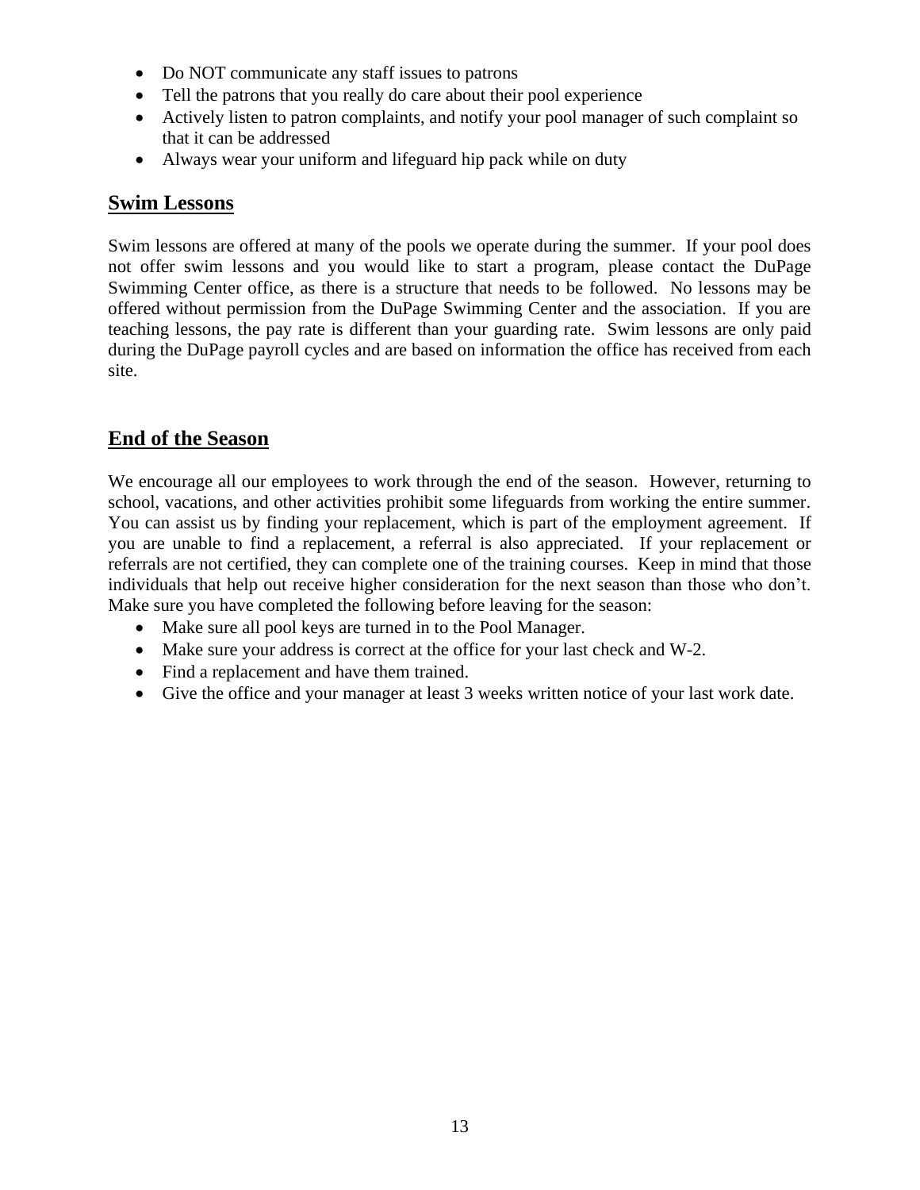- Do NOT communicate any staff issues to patrons
- Tell the patrons that you really do care about their pool experience
- Actively listen to patron complaints, and notify your pool manager of such complaint so that it can be addressed
- Always wear your uniform and lifeguard hip pack while on duty

## Swim Lessons

Swim lessons are offered at many of the pools we operate during the summer. If your pool does not offer swim lessons and you would like to start a program, please contact the DuPage Swimming Center office, as there is a structure that needs to be followed. No lessons may be offered without permission from the DuPage Swimming Center and the association. If you are teaching lessons, the pay rate is different than your guarding rate. Swim lessons are only paid during the DuPage payroll cycles and are based on information the office has received from each site.

## End of the Season

We encourage all our employees to work through the end of the season. However, returning to school, vacations, and other activities prohibit some lifeguards from working the entire summer. You can assist us by finding your replacement, which is part of the employment agreement. If you are unable to find a replacement, a referral is also appreciated. If your replacement or referrals are not certified, they can complete one of the training courses. Keep in mind that those individuals that help out receive higher consideration for the next season than those who don't. Make sure you have completed the following before leaving for the season:

- Make sure all pool keys are turned in to the Pool Manager.
- Make sure your address is correct at the office for your last check and W-2.
- Find a replacement and have them trained.
- Give the office and your manager at least 3 weeks written notice of your last work date.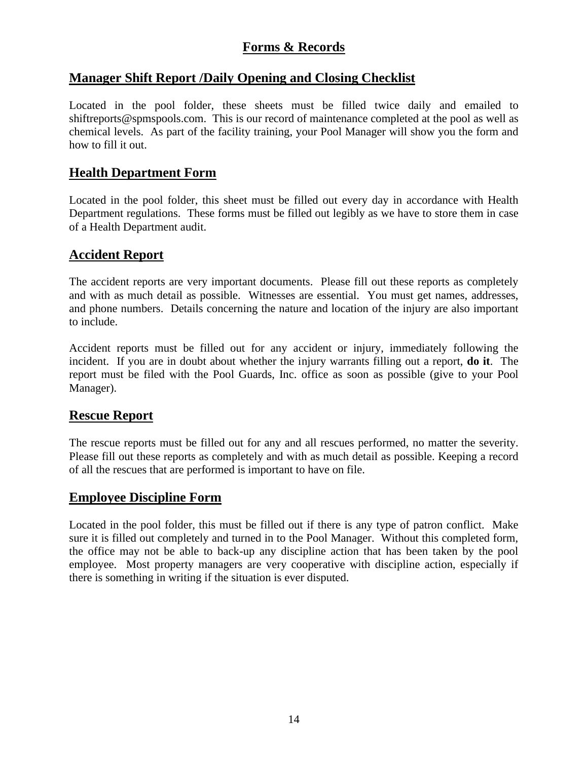# Forms & Records

## Manager Shift Report /Daily Opening and Closing Checklist

Located in the pool folder, these sheets must be filled twice daily and emailed to shiftreports@spmspools.com. This is our record of maintenance completed at the pool as well as chemical levels. As part of the facility training, your Pool Manager will show you the form and how to fill it out.

## Health Department Form

Located in the pool folder, this sheet must be filled out every day in accordance with Health Department regulations. These forms must be filled out legibly as we have to store them in case of a Health Department audit.

## Accident Report

The accident reports are very important documents. Please fill out these reports as completely and with as much detail as possible. Witnesses are essential. You must get names, addresses, and phone numbers. Details concerning the nature and location of the injury are also important to include.

Accident reports must be filled out for any accident or injury, immediately following the incident. If you are in doubt about whether the injury warrants filling out a report, **do it**. The report must be filed with the Pool Guards, Inc. office as soon as possible (give to your Pool Manager).

## Rescue Report

The rescue reports must be filled out for any and all rescues performed, no matter the severity. Please fill out these reports as completely and with as much detail as possible. Keeping a record of all the rescues that are performed is important to have on file.

## Employee Discipline Form

Located in the pool folder, this must be filled out if there is any type of patron conflict. Make sure it is filled out completely and turned in to the Pool Manager. Without this completed form, the office may not be able to back-up any discipline action that has been taken by the pool employee. Most property managers are very cooperative with discipline action, especially if there is something in writing if the situation is ever disputed.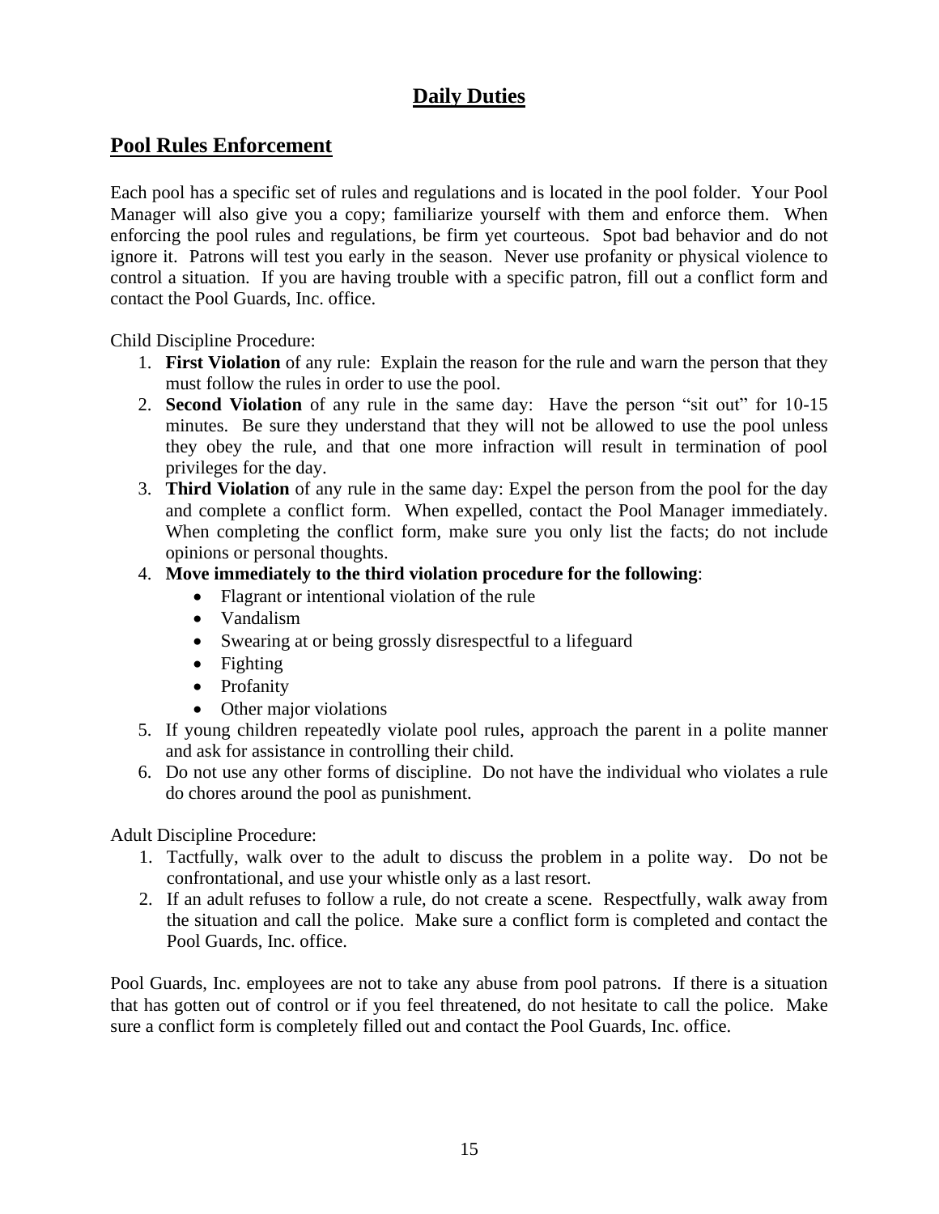# Daily Duties

## Pool Rules Enforcement

Each pool has a specific set of rules and regulations and is located in the pool folder. Your Pool Manager will also give you a copy; familiarize yourself with them and enforce them. When enforcing the pool rules and regulations, be firm yet courteous. Spot bad behavior and do not ignore it. Patrons will test you early in the season. Never use profanity or physical violence to control a situation. If you are having trouble with a specific patron, fill out a conflict form and contact the Pool Guards, Inc. office.

Child Discipline Procedure:

1. **First Violation** of any rule: Explain the reason for the rule and warn the person that they must follow the rules in order to use the pool.
2. **Second Violation** of any rule in the same day: Have the person "sit out" for 10-15 minutes. Be sure they understand that they will not be allowed to use the pool unless they obey the rule, and that one more infraction will result in termination of pool privileges for the day.
3. **Third Violation** of any rule in the same day: Expel the person from the pool for the day and complete a conflict form. When expelled, contact the Pool Manager immediately. When completing the conflict form, make sure you only list the facts; do not include opinions or personal thoughts.
4. **Move immediately to the third violation procedure for the following**:
    - Flagrant or intentional violation of the rule
    - Vandalism
    - Swearing at or being grossly disrespectful to a lifeguard
    - Fighting
    - Profanity
    - Other major violations
5. If young children repeatedly violate pool rules, approach the parent in a polite manner and ask for assistance in controlling their child.
6. Do not use any other forms of discipline. Do not have the individual who violates a rule do chores around the pool as punishment.

Adult Discipline Procedure:

1. Tactfully, walk over to the adult to discuss the problem in a polite way. Do not be confrontational, and use your whistle only as a last resort.
2. If an adult refuses to follow a rule, do not create a scene. Respectfully, walk away from the situation and call the police. Make sure a conflict form is completed and contact the Pool Guards, Inc. office.

Pool Guards, Inc. employees are not to take any abuse from pool patrons. If there is a situation that has gotten out of control or if you feel threatened, do not hesitate to call the police. Make sure a conflict form is completely filled out and contact the Pool Guards, Inc. office.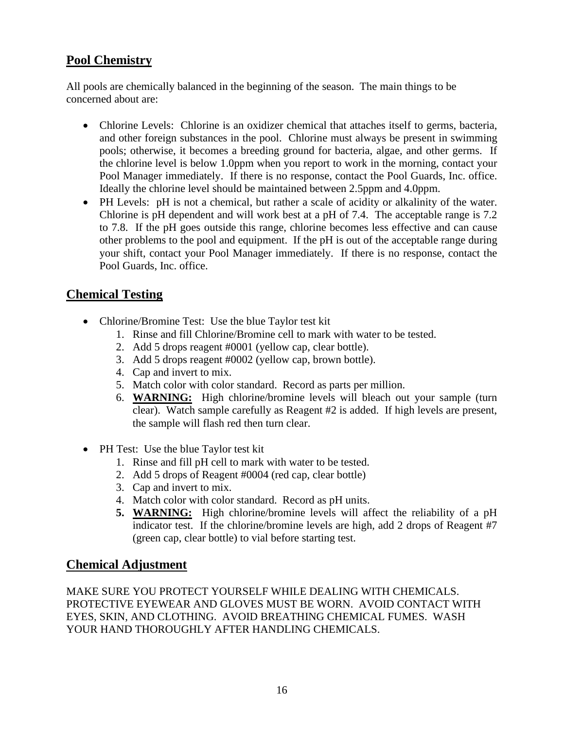## Pool Chemistry

All pools are chemically balanced in the beginning of the season. The main things to be concerned about are:

- Chlorine Levels: Chlorine is an oxidizer chemical that attaches itself to germs, bacteria, and other foreign substances in the pool. Chlorine must always be present in swimming pools; otherwise, it becomes a breeding ground for bacteria, algae, and other germs. If the chlorine level is below 1.0ppm when you report to work in the morning, contact your Pool Manager immediately. If there is no response, contact the Pool Guards, Inc. office. Ideally the chlorine level should be maintained between 2.5ppm and 4.0ppm.
- PH Levels: pH is not a chemical, but rather a scale of acidity or alkalinity of the water. Chlorine is pH dependent and will work best at a pH of 7.4. The acceptable range is 7.2 to 7.8. If the pH goes outside this range, chlorine becomes less effective and can cause other problems to the pool and equipment. If the pH is out of the acceptable range during your shift, contact your Pool Manager immediately. If there is no response, contact the Pool Guards, Inc. office.

## Chemical Testing

- Chlorine/Bromine Test: Use the blue Taylor test kit
  1. Rinse and fill Chlorine/Bromine cell to mark with water to be tested.
  2. Add 5 drops reagent #0001 (yellow cap, clear bottle).
  3. Add 5 drops reagent #0002 (yellow cap, brown bottle).
  4. Cap and invert to mix.
  5. Match color with color standard. Record as parts per million.
  6. **WARNING:** High chlorine/bromine levels will bleach out your sample (turn clear). Watch sample carefully as Reagent #2 is added. If high levels are present, the sample will flash red then turn clear.

- PH Test: Use the blue Taylor test kit
  1. Rinse and fill pH cell to mark with water to be tested.
  2. Add 5 drops of Reagent #0004 (red cap, clear bottle)
  3. Cap and invert to mix.
  4. Match color with color standard. Record as pH units.
  5. **WARNING:** High chlorine/bromine levels will affect the reliability of a pH indicator test. If the chlorine/bromine levels are high, add 2 drops of Reagent #7 (green cap, clear bottle) to vial before starting test.

## Chemical Adjustment

MAKE SURE YOU PROTECT YOURSELF WHILE DEALING WITH CHEMICALS. PROTECTIVE EYEWEAR AND GLOVES MUST BE WORN. AVOID CONTACT WITH EYES, SKIN, AND CLOTHING. AVOID BREATHING CHEMICAL FUMES. WASH YOUR HAND THOROUGHLY AFTER HANDLING CHEMICALS.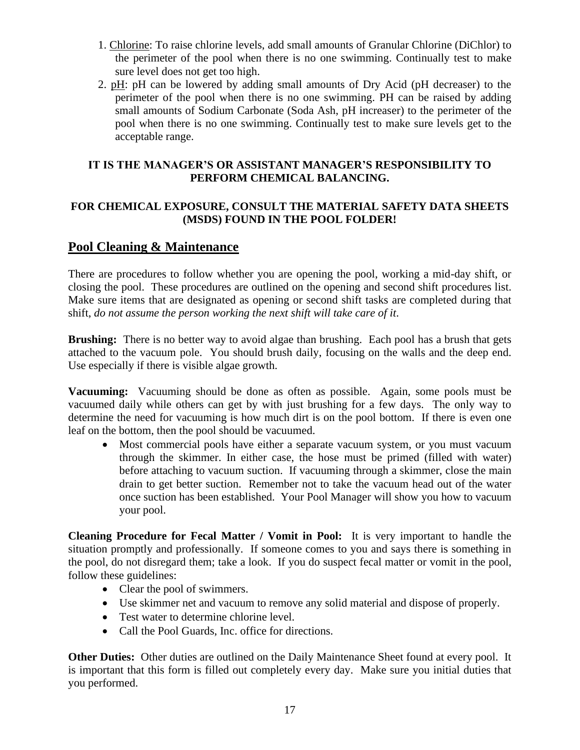1. Chlorine: To raise chlorine levels, add small amounts of Granular Chlorine (DiChlor) to the perimeter of the pool when there is no one swimming. Continually test to make sure level does not get too high.
2. pH: pH can be lowered by adding small amounts of Dry Acid (pH decreaser) to the perimeter of the pool when there is no one swimming. PH can be raised by adding small amounts of Sodium Carbonate (Soda Ash, pH increaser) to the perimeter of the pool when there is no one swimming. Continually test to make sure levels get to the acceptable range.

**IT IS THE MANAGER'S OR ASSISTANT MANAGER'S RESPONSIBILITY TO PERFORM CHEMICAL BALANCING.**

**FOR CHEMICAL EXPOSURE, CONSULT THE MATERIAL SAFETY DATA SHEETS (MSDS) FOUND IN THE POOL FOLDER!**

## Pool Cleaning & Maintenance

There are procedures to follow whether you are opening the pool, working a mid-day shift, or closing the pool. These procedures are outlined on the opening and second shift procedures list. Make sure items that are designated as opening or second shift tasks are completed during that shift, *do not assume the person working the next shift will take care of it.*

**Brushing:** There is no better way to avoid algae than brushing. Each pool has a brush that gets attached to the vacuum pole. You should brush daily, focusing on the walls and the deep end. Use especially if there is visible algae growth.

**Vacuuming:** Vacuuming should be done as often as possible. Again, some pools must be vacuumed daily while others can get by with just brushing for a few days. The only way to determine the need for vacuuming is how much dirt is on the pool bottom. If there is even one leaf on the bottom, then the pool should be vacuumed.

- Most commercial pools have either a separate vacuum system, or you must vacuum through the skimmer. In either case, the hose must be primed (filled with water) before attaching to vacuum suction. If vacuuming through a skimmer, close the main drain to get better suction. Remember not to take the vacuum head out of the water once suction has been established. Your Pool Manager will show you how to vacuum your pool.

**Cleaning Procedure for Fecal Matter / Vomit in Pool:** It is very important to handle the situation promptly and professionally. If someone comes to you and says there is something in the pool, do not disregard them; take a look. If you do suspect fecal matter or vomit in the pool, follow these guidelines:

- Clear the pool of swimmers.
- Use skimmer net and vacuum to remove any solid material and dispose of properly.
- Test water to determine chlorine level.
- Call the Pool Guards, Inc. office for directions.

**Other Duties:** Other duties are outlined on the Daily Maintenance Sheet found at every pool. It is important that this form is filled out completely every day. Make sure you initial duties that you performed.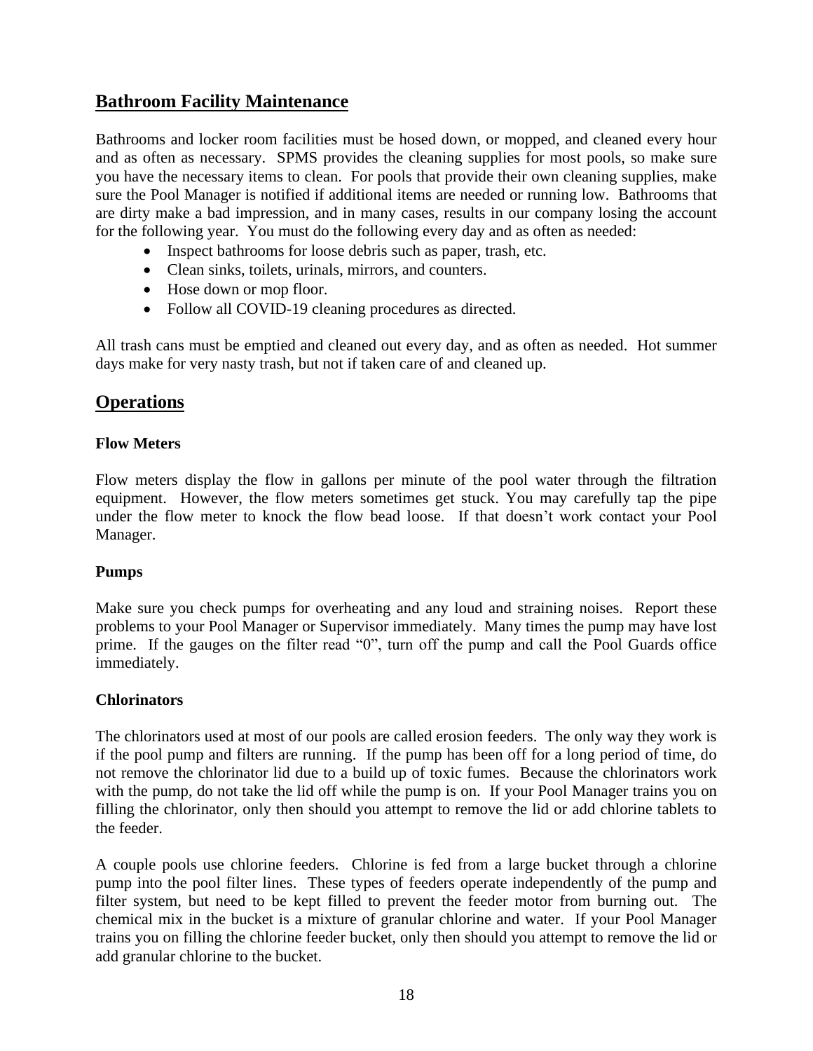## Bathroom Facility Maintenance

Bathrooms and locker room facilities must be hosed down, or mopped, and cleaned every hour and as often as necessary. SPMS provides the cleaning supplies for most pools, so make sure you have the necessary items to clean. For pools that provide their own cleaning supplies, make sure the Pool Manager is notified if additional items are needed or running low. Bathrooms that are dirty make a bad impression, and in many cases, results in our company losing the account for the following year. You must do the following every day and as often as needed:

- Inspect bathrooms for loose debris such as paper, trash, etc.
- Clean sinks, toilets, urinals, mirrors, and counters.
- Hose down or mop floor.
- Follow all COVID-19 cleaning procedures as directed.

All trash cans must be emptied and cleaned out every day, and as often as needed. Hot summer days make for very nasty trash, but not if taken care of and cleaned up.

## Operations

### Flow Meters

Flow meters display the flow in gallons per minute of the pool water through the filtration equipment. However, the flow meters sometimes get stuck. You may carefully tap the pipe under the flow meter to knock the flow bead loose. If that doesn't work contact your Pool Manager.

### Pumps

Make sure you check pumps for overheating and any loud and straining noises. Report these problems to your Pool Manager or Supervisor immediately. Many times the pump may have lost prime. If the gauges on the filter read "0", turn off the pump and call the Pool Guards office immediately.

### Chlorinators

The chlorinators used at most of our pools are called erosion feeders. The only way they work is if the pool pump and filters are running. If the pump has been off for a long period of time, do not remove the chlorinator lid due to a build up of toxic fumes. Because the chlorinators work with the pump, do not take the lid off while the pump is on. If your Pool Manager trains you on filling the chlorinator, only then should you attempt to remove the lid or add chlorine tablets to the feeder.

A couple pools use chlorine feeders. Chlorine is fed from a large bucket through a chlorine pump into the pool filter lines. These types of feeders operate independently of the pump and filter system, but need to be kept filled to prevent the feeder motor from burning out. The chemical mix in the bucket is a mixture of granular chlorine and water. If your Pool Manager trains you on filling the chlorine feeder bucket, only then should you attempt to remove the lid or add granular chlorine to the bucket.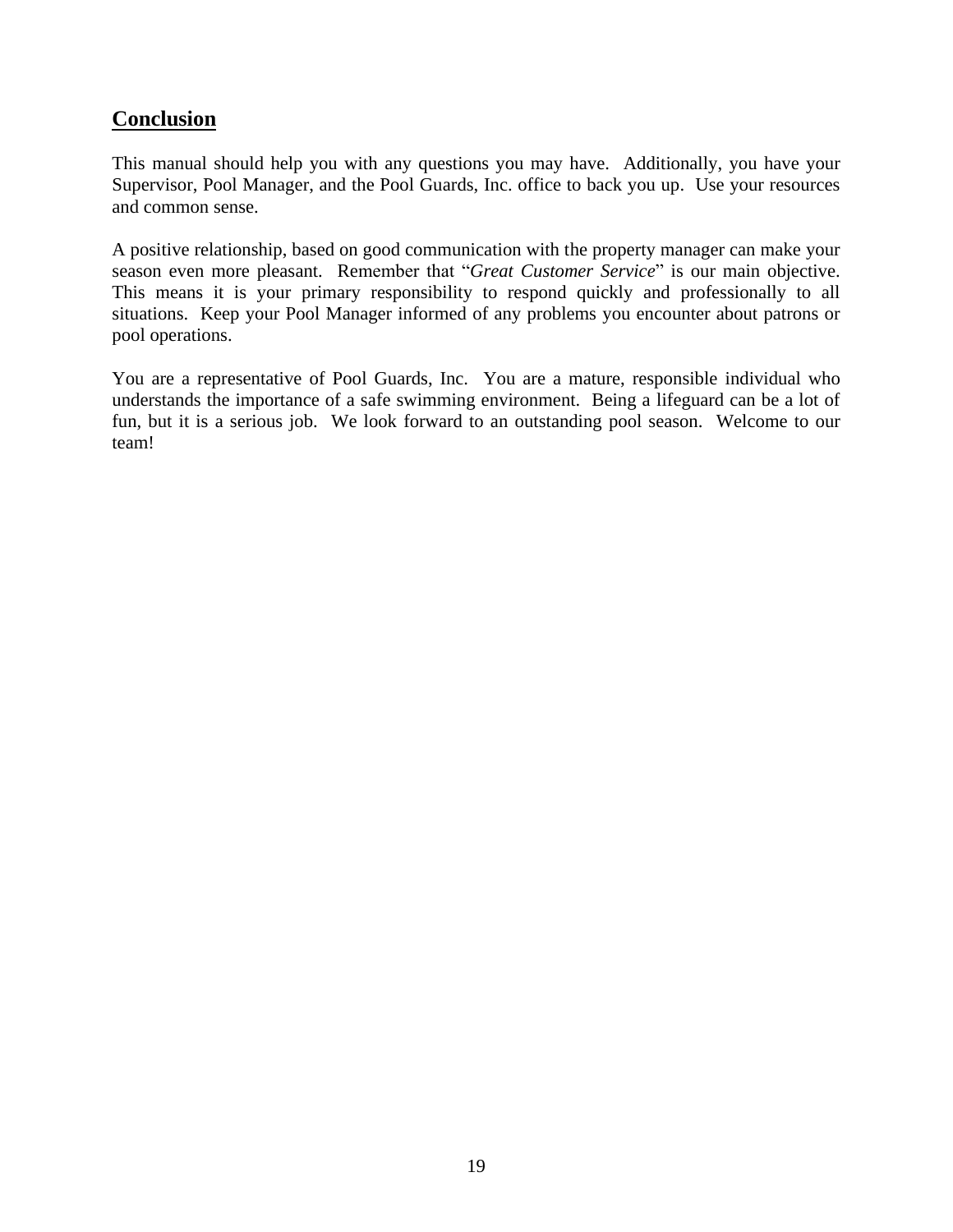## Conclusion

This manual should help you with any questions you may have. Additionally, you have your Supervisor, Pool Manager, and the Pool Guards, Inc. office to back you up. Use your resources and common sense.

A positive relationship, based on good communication with the property manager can make your season even more pleasant. Remember that "*Great Customer Service*" is our main objective. This means it is your primary responsibility to respond quickly and professionally to all situations. Keep your Pool Manager informed of any problems you encounter about patrons or pool operations.

You are a representative of Pool Guards, Inc. You are a mature, responsible individual who understands the importance of a safe swimming environment. Being a lifeguard can be a lot of fun, but it is a serious job. We look forward to an outstanding pool season. Welcome to our team!